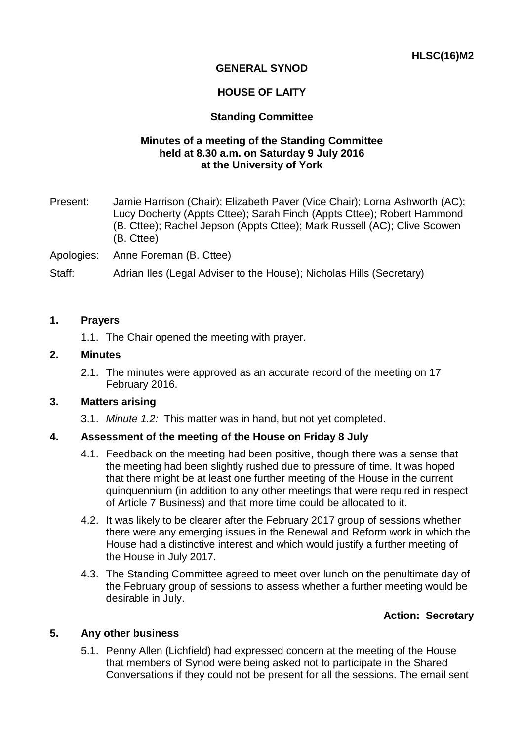**HLSC(16)M2**

**GENERAL SYNOD**

**HOUSE OF LAITY**

**Standing Committee**

**Minutes of a meeting of the Standing Committee held at 8.30 a.m. on Saturday 9 July 2016 at the University of York**

Present: Jamie Harrison (Chair); Elizabeth Paver (Vice Chair); Lorna Ashworth (AC); Lucy Docherty (Appts Cttee); Sarah Finch (Appts Cttee); Robert Hammond (B. Cttee); Rachel Jepson (Appts Cttee); Mark Russell (AC); Clive Scowen (B. Cttee)

Apologies: Anne Foreman (B. Cttee)

Staff: Adrian Iles (Legal Adviser to the House); Nicholas Hills (Secretary)

**1. Prayers**

1.1. The Chair opened the meeting with prayer.

**2. Minutes**

2.1. The minutes were approved as an accurate record of the meeting on 17 February 2016.

**3. Matters arising**

3.1. *Minute 1.2:* This matter was in hand, but not yet completed.

**4. Assessment of the meeting of the House on Friday 8 July**

4.1. Feedback on the meeting had been positive, though there was a sense that the meeting had been slightly rushed due to pressure of time. It was hoped that there might be at least one further meeting of the House in the current quinquennium (in addition to any other meetings that were required in respect of Article 7 Business) and that more time could be allocated to it.

4.2. It was likely to be clearer after the February 2017 group of sessions whether there were any emerging issues in the Renewal and Reform work in which the House had a distinctive interest and which would justify a further meeting of the House in July 2017.

4.3. The Standing Committee agreed to meet over lunch on the penultimate day of the February group of sessions to assess whether a further meeting would be desirable in July.

**Action: Secretary**

**5. Any other business**

5.1. Penny Allen (Lichfield) had expressed concern at the meeting of the House that members of Synod were being asked not to participate in the Shared Conversations if they could not be present for all the sessions. The email sent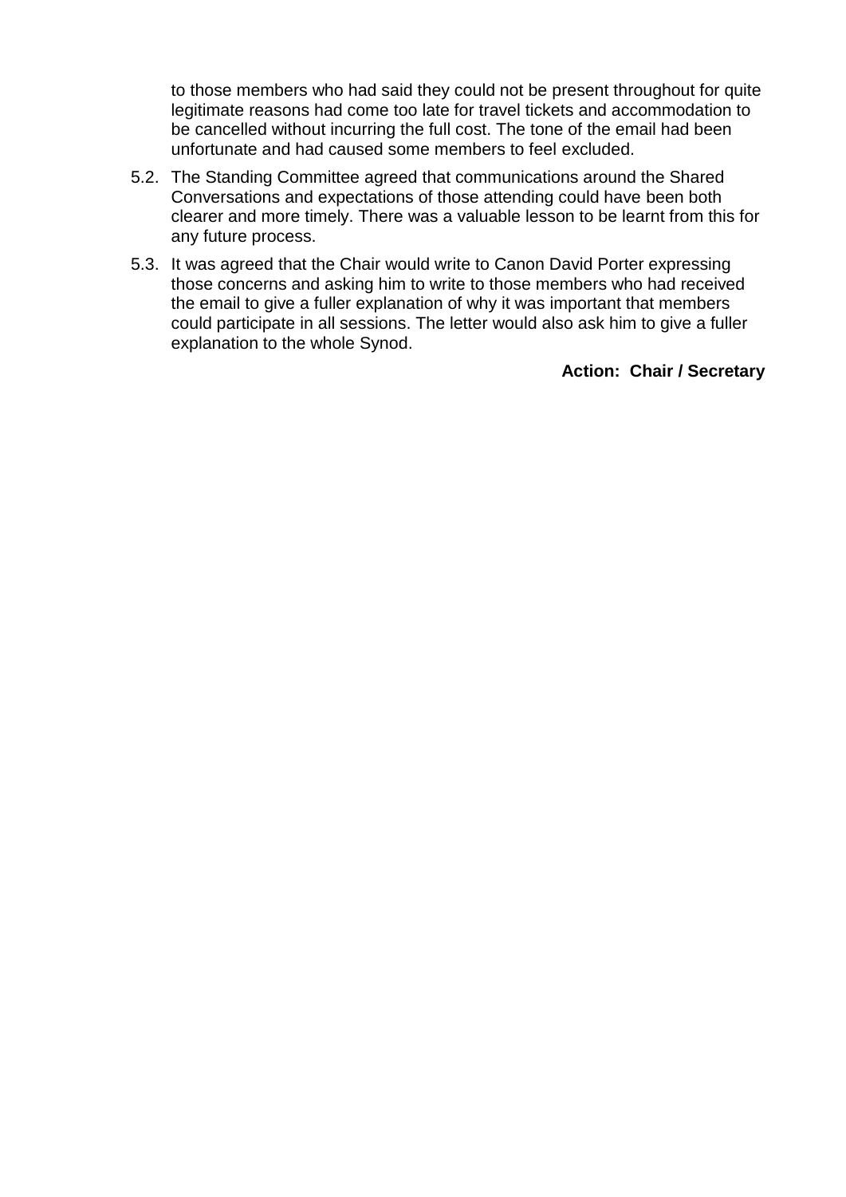to those members who had said they could not be present throughout for quite legitimate reasons had come too late for travel tickets and accommodation to be cancelled without incurring the full cost. The tone of the email had been unfortunate and had caused some members to feel excluded.

5.2. The Standing Committee agreed that communications around the Shared Conversations and expectations of those attending could have been both clearer and more timely. There was a valuable lesson to be learnt from this for any future process.

5.3. It was agreed that the Chair would write to Canon David Porter expressing those concerns and asking him to write to those members who had received the email to give a fuller explanation of why it was important that members could participate in all sessions. The letter would also ask him to give a fuller explanation to the whole Synod.

**Action: Chair / Secretary**